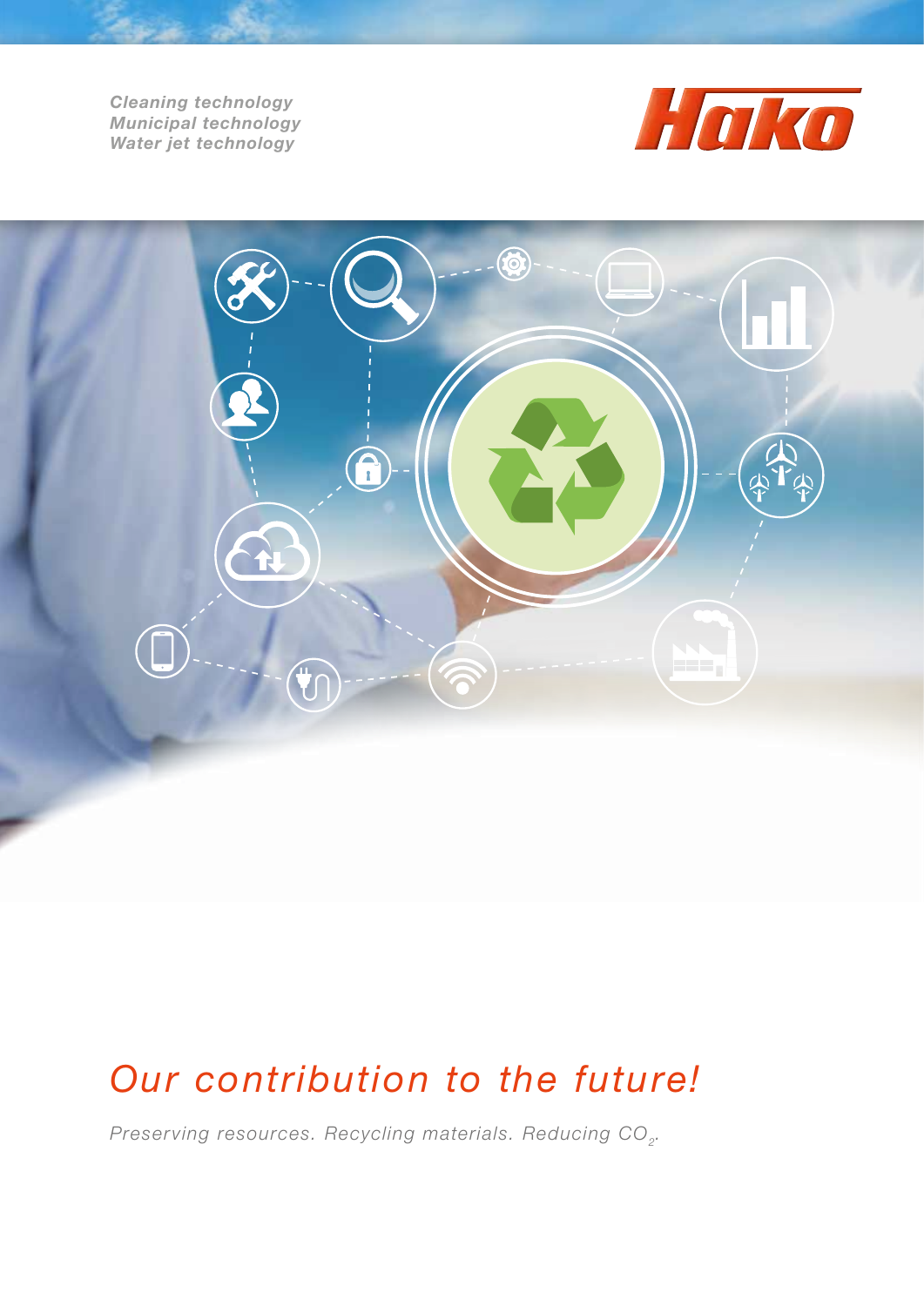*Cleaning technology*
*Municipal technology*
*Water jet technology*

Hako

# *Our contribution to the future!*

*Preserving resources. Recycling materials. Reducing $CO_2$.*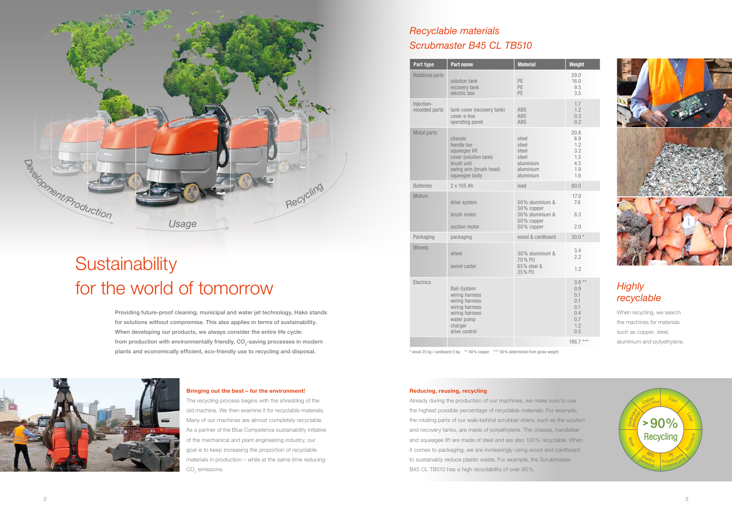# Sustainability for the world of tomorrow

Providing future-proof cleaning, municipal and water jet technology, Hako stands for solutions without compromise. This also applies in terms of sustainability. When developing our products, we always consider the entire life cycle: from production with environmentally friendly, $CO_2$-saving processes in modern plants and economically efficient, eco-friendly use to recycling and disposal.

**Bringing out the best – for the environment!**

The recycling process begins with the shredding of the old machine. We then examine it for recyclable materials. Many of our machines are almost completely recyclable. As a partner of the Blue Competence sustainability initiative of the mechanical and plant engineering industry, our goal is to keep increasing the proportion of recyclable materials in production – while at the same time reducing $CO_2$ emissions.

## *Recyclable materials Scrubmaster B45 CL TB510*

| Part type | Part name | Material | Weight |
|---|---|---|---|
| Rotational parts | | | 29.0 |
| | solution tank | PE | 16.0 |
| | recovery tank | PE | 9.5 |
| | electric box | PE | 3.5 |
| Injection-moulded parts | | | 1.7 |
| | tank cover (recovery tank) | ABS | 1.2 |
| | cover e-box | ABS | 0.3 |
| | operating panel | ABS | 0.2 |
| Metal parts | | | 20.8 |
| | chassis | steel | 6.9 |
| | handle bar | steel | 1.2 |
| | squeegee lift | steel | 3.2 |
| | cover (solution tank) | steel | 1.5 |
| | brush unit | aluminium | 4.5 |
| | swing arm (brush head) | aluminium | 1.9 |
| | squeegee body | aluminium | 1.6 |
| Batteries | 2 x 105 Ah | lead | 80.0 |
| Motors | | | 17.9 |
| | drive system | 50 % aluminium & 50 % copper | 7.6 |
| | brush motor | 50 % aluminium & 50 % copper | 8.3 |
| | suction motor | 50 % copper | 2.0 |
| Packaging | packaging | wood & cardboard | 30.0 * |
| Wheels | | | 3.4 |
| | wheel | 30 % aluminium & 70 % PU | 2.2 |
| | swivel castor | 65 % steel & 35 % PU | 1.2 |
| Electrics | | | 3.8 ** |
| | Bail-System | | 0.9 |
| | wiring harness | | 0.1 |
| | wiring harness | | 0.1 |
| | wiring harness | | 0.1 |
| | wiring harness | | 0.4 |
| | water pump | | 0.7 |
| | charger | | 1.2 |
| | drive control | | 0.5 |
| | | | 186.7 *** |

\* wood 25 kg / cardboard 5 kg  ** 40 % copper  *** 90 % determined from gross weight

## *Highly recyclable*

When recycling, we search the machines for materials such as copper, steel, aluminium and polyethylene.

**Reducing, reusing, recycling**

Already during the production of our machines, we make sure to use the highest possible percentage of recyclable materials. For example, the rotating parts of our walk-behind scrubber-driers, such as the solution and recovery tanks, are made of polyethylene. The chassis, handlebar and squeegee lift are made of steel and are also 100 % recyclable. When it comes to packaging, we are increasingly using wood and cardboard to sustainably reduce plastic waste. For example, the Scrubmaster B45 CL TB510 has a high recyclability of over 90 %.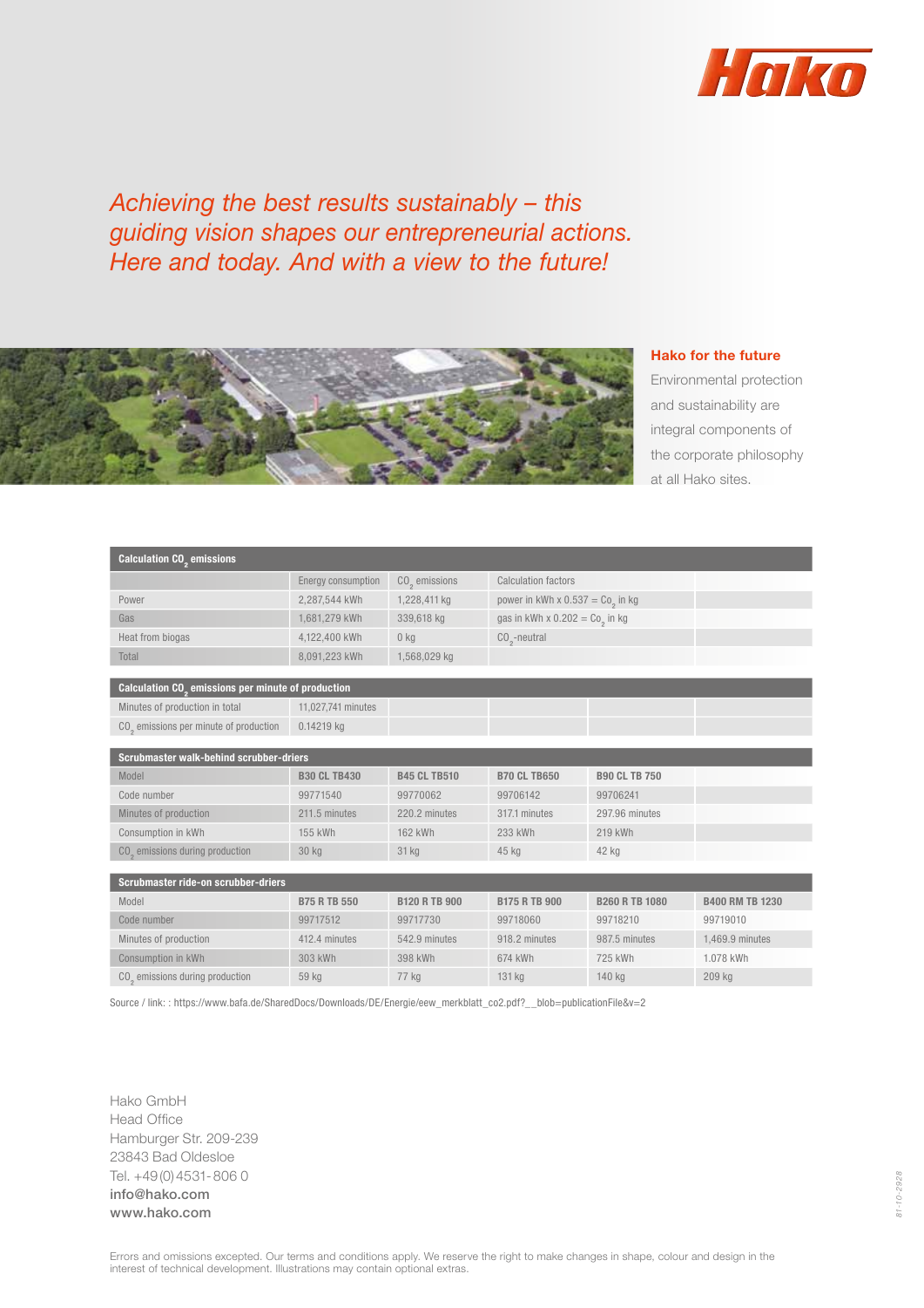*Achieving the best results sustainably – this guiding vision shapes our entrepreneurial actions. Here and today. And with a view to the future!*

## Hako for the future

Environmental protection and sustainability are integral components of the corporate philosophy at all Hako sites.

| Calculation $CO_2$ emissions | | | | |
|---|---|---|---|---|
| | Energy consumption | $CO_2$ emissions | Calculation factors | |
| Power | 2,287,544 kWh | 1,228,411 kg | power in kWh x 0.537 = $Co_2$ in kg | |
| Gas | 1,681,279 kWh | 339,618 kg | gas in kWh x 0.202 = $Co_2$ in kg | |
| Heat from biogas | 4,122,400 kWh | 0 kg | $CO_2$-neutral | |
| Total | 8,091,223 kWh | 1,568,029 kg | | |

| Calculation $CO_2$ emissions per minute of production | | | | |
|---|---|---|---|---|
| Minutes of production in total | 11,027,741 minutes | | | |
| $CO_2$ emissions per minute of production | 0.14219 kg | | | |

| Scrubmaster walk-behind scrubber-driers | | | | |
|---|---|---|---|---|
| Model | **B30 CL TB430** | **B45 CL TB510** | **B70 CL TB650** | **B90 CL TB 750** |
| Code number | 99771540 | 99770062 | 99706142 | 99706241 |
| Minutes of production | 211.5 minutes | 220.2 minutes | 317.1 minutes | 297.96 minutes |
| Consumption in kWh | 155 kWh | 162 kWh | 233 kWh | 219 kWh |
| $CO_2$ emissions during production | 30 kg | 31 kg | 45 kg | 42 kg |

| Scrubmaster ride-on scrubber-driers | | | | | |
|---|---|---|---|---|---|
| Model | **B75 R TB 550** | **B120 R TB 900** | **B175 R TB 900** | **B260 R TB 1080** | **B400 RM TB 1230** |
| Code number | 99717512 | 99717730 | 99718060 | 99718210 | 99719010 |
| Minutes of production | 412.4 minutes | 542.9 minutes | 918.2 minutes | 987.5 minutes | 1,469.9 minutes |
| Consumption in kWh | 303 kWh | 398 kWh | 674 kWh | 725 kWh | 1.078 kWh |
| $CO_2$ emissions during production | 59 kg | 77 kg | 131 kg | 140 kg | 209 kg |

Source / link: : https://www.bafa.de/SharedDocs/Downloads/DE/Energie/eew_merkblatt_co2.pdf?__blob=publicationFile&v=2

Hako GmbH
Head Office
Hamburger Str. 209-239
23843 Bad Oldesloe
Tel. +49 (0) 4531- 806 0
info@hako.com
www.hako.com

81-10-2928

Errors and omissions excepted. Our terms and conditions apply. We reserve the right to make changes in shape, colour and design in the interest of technical development. Illustrations may contain optional extras.